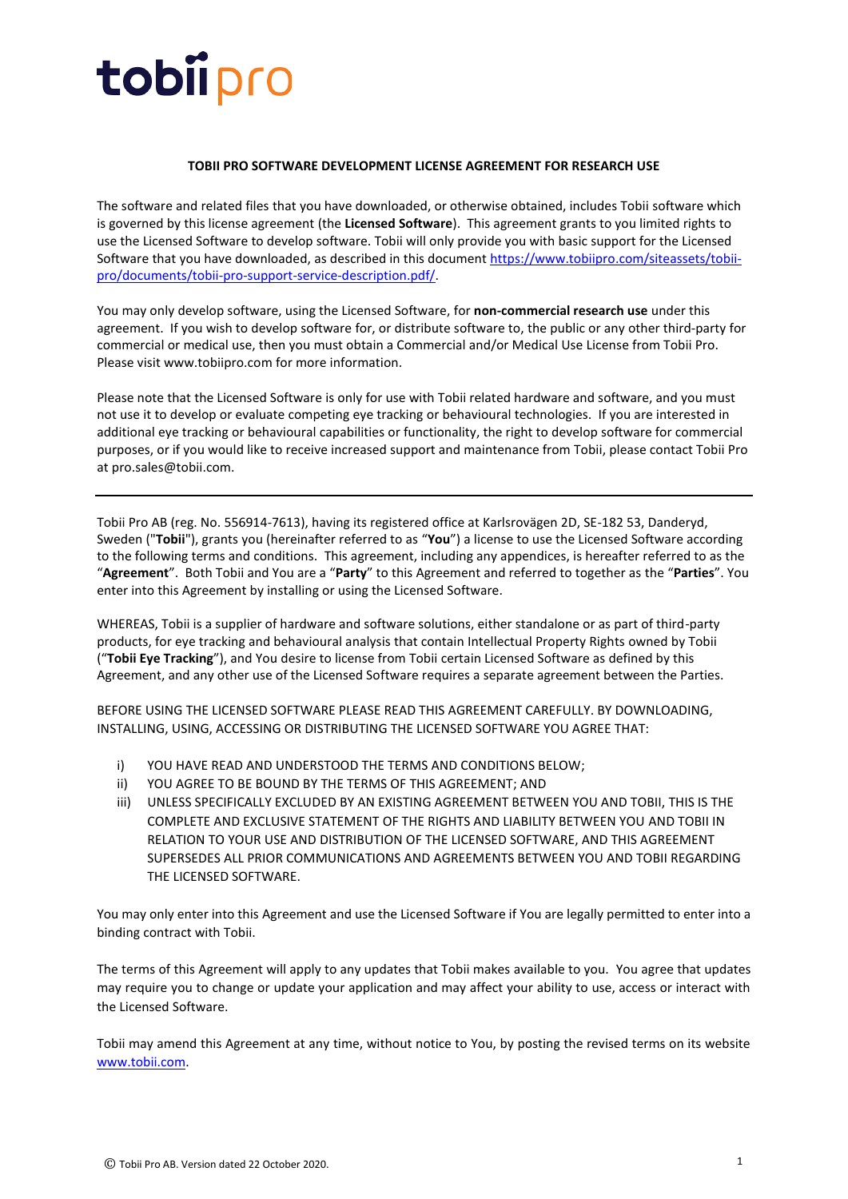tobii pro

**TOBII PRO SOFTWARE DEVELOPMENT LICENSE AGREEMENT FOR RESEARCH USE**

The software and related files that you have downloaded, or otherwise obtained, includes Tobii software which is governed by this license agreement (the **Licensed Software**). This agreement grants to you limited rights to use the Licensed Software to develop software. Tobii will only provide you with basic support for the Licensed Software that you have downloaded, as described in this document [https://www.tobiipro.com/siteassets/tobii-pro/documents/tobii-pro-support-service-description.pdf/](https://www.tobiipro.com/siteassets/tobii-pro/documents/tobii-pro-support-service-description.pdf/).

You may only develop software, using the Licensed Software, for **non-commercial research use** under this agreement. If you wish to develop software for, or distribute software to, the public or any other third-party for commercial or medical use, then you must obtain a Commercial and/or Medical Use License from Tobii Pro. Please visit www.tobiipro.com for more information.

Please note that the Licensed Software is only for use with Tobii related hardware and software, and you must not use it to develop or evaluate competing eye tracking or behavioural technologies. If you are interested in additional eye tracking or behavioural capabilities or functionality, the right to develop software for commercial purposes, or if you would like to receive increased support and maintenance from Tobii, please contact Tobii Pro at pro.sales@tobii.com.

---

Tobii Pro AB (reg. No. 556914-7613), having its registered office at Karlsrovägen 2D, SE-182 53, Danderyd, Sweden ("**Tobii**"), grants you (hereinafter referred to as "**You**") a license to use the Licensed Software according to the following terms and conditions. This agreement, including any appendices, is hereafter referred to as the "**Agreement**". Both Tobii and You are a "**Party**" to this Agreement and referred to together as the "**Parties**". You enter into this Agreement by installing or using the Licensed Software.

WHEREAS, Tobii is a supplier of hardware and software solutions, either standalone or as part of third-party products, for eye tracking and behavioural analysis that contain Intellectual Property Rights owned by Tobii ("**Tobii Eye Tracking**"), and You desire to license from Tobii certain Licensed Software as defined by this Agreement, and any other use of the Licensed Software requires a separate agreement between the Parties.

BEFORE USING THE LICENSED SOFTWARE PLEASE READ THIS AGREEMENT CAREFULLY. BY DOWNLOADING, INSTALLING, USING, ACCESSING OR DISTRIBUTING THE LICENSED SOFTWARE YOU AGREE THAT:

i) YOU HAVE READ AND UNDERSTOOD THE TERMS AND CONDITIONS BELOW;
ii) YOU AGREE TO BE BOUND BY THE TERMS OF THIS AGREEMENT; AND
iii) UNLESS SPECIFICALLY EXCLUDED BY AN EXISTING AGREEMENT BETWEEN YOU AND TOBII, THIS IS THE COMPLETE AND EXCLUSIVE STATEMENT OF THE RIGHTS AND LIABILITY BETWEEN YOU AND TOBII IN RELATION TO YOUR USE AND DISTRIBUTION OF THE LICENSED SOFTWARE, AND THIS AGREEMENT SUPERSEDES ALL PRIOR COMMUNICATIONS AND AGREEMENTS BETWEEN YOU AND TOBII REGARDING THE LICENSED SOFTWARE.

You may only enter into this Agreement and use the Licensed Software if You are legally permitted to enter into a binding contract with Tobii.

The terms of this Agreement will apply to any updates that Tobii makes available to you. You agree that updates may require you to change or update your application and may affect your ability to use, access or interact with the Licensed Software.

Tobii may amend this Agreement at any time, without notice to You, by posting the revised terms on its website [www.tobii.com](www.tobii.com).

© Tobii Pro AB. Version dated 22 October 2020.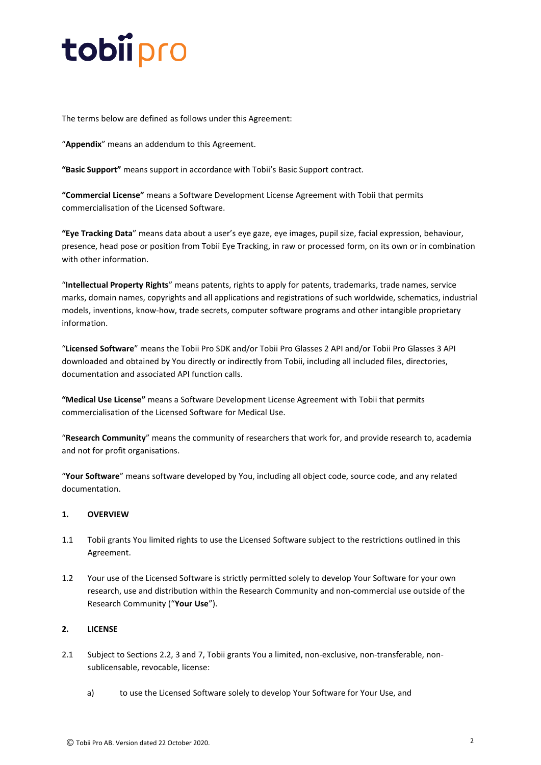The terms below are defined as follows under this Agreement:

"**Appendix**" means an addendum to this Agreement.

**"Basic Support"** means support in accordance with Tobii's Basic Support contract.

**"Commercial License"** means a Software Development License Agreement with Tobii that permits commercialisation of the Licensed Software.

**"Eye Tracking Data**" means data about a user's eye gaze, eye images, pupil size, facial expression, behaviour, presence, head pose or position from Tobii Eye Tracking, in raw or processed form, on its own or in combination with other information.

"**Intellectual Property Rights**" means patents, rights to apply for patents, trademarks, trade names, service marks, domain names, copyrights and all applications and registrations of such worldwide, schematics, industrial models, inventions, know-how, trade secrets, computer software programs and other intangible proprietary information.

"**Licensed Software**" means the Tobii Pro SDK and/or Tobii Pro Glasses 2 API and/or Tobii Pro Glasses 3 API downloaded and obtained by You directly or indirectly from Tobii, including all included files, directories, documentation and associated API function calls.

**"Medical Use License"** means a Software Development License Agreement with Tobii that permits commercialisation of the Licensed Software for Medical Use.

"**Research Community**" means the community of researchers that work for, and provide research to, academia and not for profit organisations.

"**Your Software**" means software developed by You, including all object code, source code, and any related documentation.

## 1. OVERVIEW

1.1 Tobii grants You limited rights to use the Licensed Software subject to the restrictions outlined in this Agreement.

1.2 Your use of the Licensed Software is strictly permitted solely to develop Your Software for your own research, use and distribution within the Research Community and non-commercial use outside of the Research Community ("**Your Use**").

## 2. LICENSE

2.1 Subject to Sections 2.2, 3 and 7, Tobii grants You a limited, non-exclusive, non-transferable, non-sublicensable, revocable, license:

a) to use the Licensed Software solely to develop Your Software for Your Use, and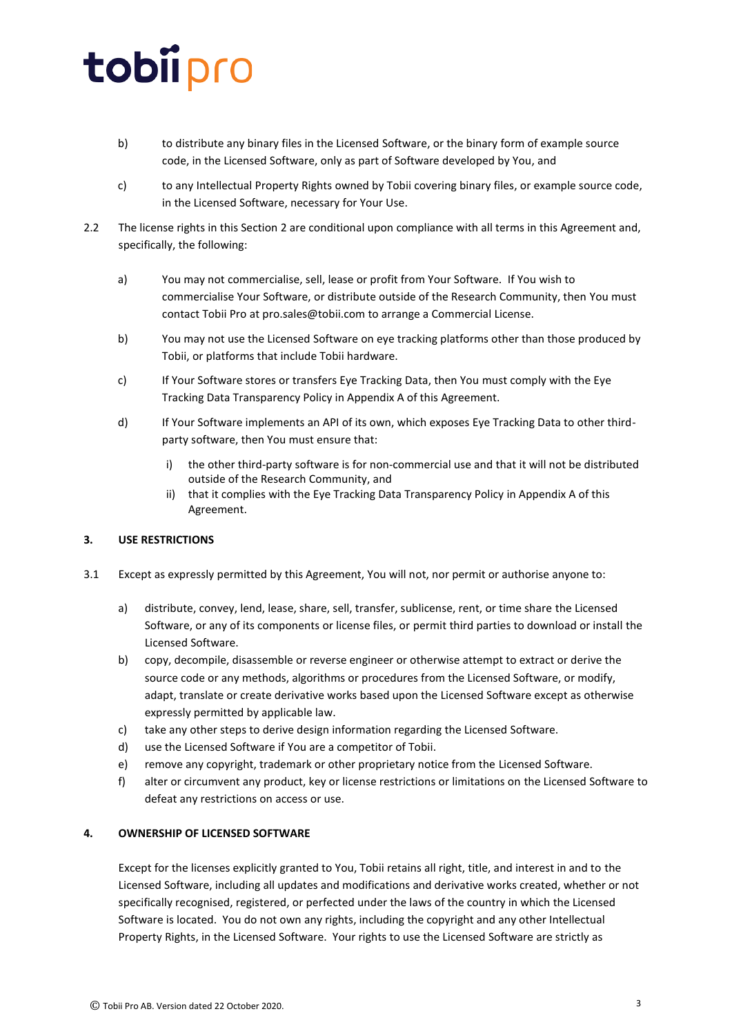b) to distribute any binary files in the Licensed Software, or the binary form of example source code, in the Licensed Software, only as part of Software developed by You, and

c) to any Intellectual Property Rights owned by Tobii covering binary files, or example source code, in the Licensed Software, necessary for Your Use.

2.2 The license rights in this Section 2 are conditional upon compliance with all terms in this Agreement and, specifically, the following:

a) You may not commercialise, sell, lease or profit from Your Software. If You wish to commercialise Your Software, or distribute outside of the Research Community, then You must contact Tobii Pro at pro.sales@tobii.com to arrange a Commercial License.

b) You may not use the Licensed Software on eye tracking platforms other than those produced by Tobii, or platforms that include Tobii hardware.

c) If Your Software stores or transfers Eye Tracking Data, then You must comply with the Eye Tracking Data Transparency Policy in Appendix A of this Agreement.

d) If Your Software implements an API of its own, which exposes Eye Tracking Data to other third-party software, then You must ensure that:

   i) the other third-party software is for non-commercial use and that it will not be distributed outside of the Research Community, and
   ii) that it complies with the Eye Tracking Data Transparency Policy in Appendix A of this Agreement.

## 3. USE RESTRICTIONS

3.1 Except as expressly permitted by this Agreement, You will not, nor permit or authorise anyone to:

a) distribute, convey, lend, lease, share, sell, transfer, sublicense, rent, or time share the Licensed Software, or any of its components or license files, or permit third parties to download or install the Licensed Software.
b) copy, decompile, disassemble or reverse engineer or otherwise attempt to extract or derive the source code or any methods, algorithms or procedures from the Licensed Software, or modify, adapt, translate or create derivative works based upon the Licensed Software except as otherwise expressly permitted by applicable law.
c) take any other steps to derive design information regarding the Licensed Software.
d) use the Licensed Software if You are a competitor of Tobii.
e) remove any copyright, trademark or other proprietary notice from the Licensed Software.
f) alter or circumvent any product, key or license restrictions or limitations on the Licensed Software to defeat any restrictions on access or use.

## 4. OWNERSHIP OF LICENSED SOFTWARE

Except for the licenses explicitly granted to You, Tobii retains all right, title, and interest in and to the Licensed Software, including all updates and modifications and derivative works created, whether or not specifically recognised, registered, or perfected under the laws of the country in which the Licensed Software is located. You do not own any rights, including the copyright and any other Intellectual Property Rights, in the Licensed Software. Your rights to use the Licensed Software are strictly as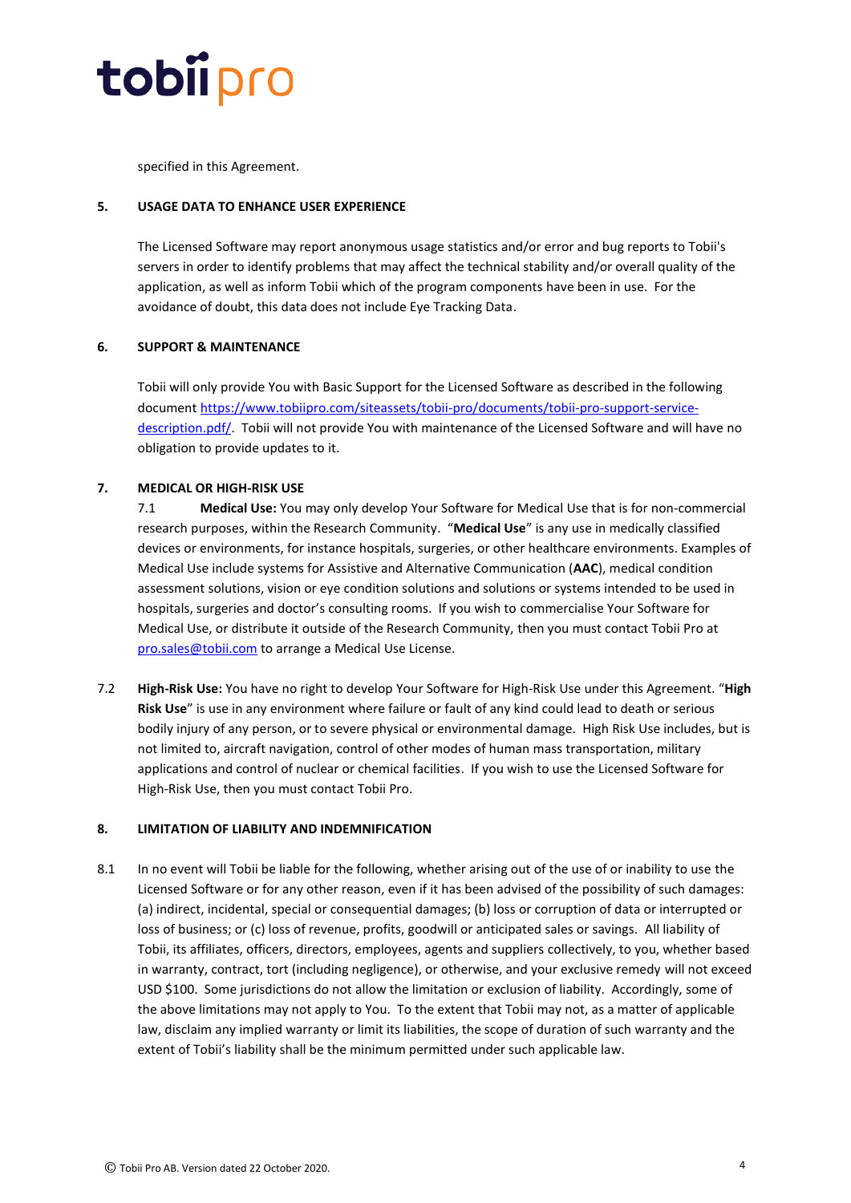specified in this Agreement.

**5. USAGE DATA TO ENHANCE USER EXPERIENCE**

The Licensed Software may report anonymous usage statistics and/or error and bug reports to Tobii's servers in order to identify problems that may affect the technical stability and/or overall quality of the application, as well as inform Tobii which of the program components have been in use. For the avoidance of doubt, this data does not include Eye Tracking Data.

**6. SUPPORT & MAINTENANCE**

Tobii will only provide You with Basic Support for the Licensed Software as described in the following document [https://www.tobiipro.com/siteassets/tobii-pro/documents/tobii-pro-support-service-description.pdf/](https://www.tobiipro.com/siteassets/tobii-pro/documents/tobii-pro-support-service-description.pdf/). Tobii will not provide You with maintenance of the Licensed Software and will have no obligation to provide updates to it.

**7. MEDICAL OR HIGH-RISK USE**

7.1 **Medical Use:** You may only develop Your Software for Medical Use that is for non-commercial research purposes, within the Research Community. "**Medical Use**" is any use in medically classified devices or environments, for instance hospitals, surgeries, or other healthcare environments. Examples of Medical Use include systems for Assistive and Alternative Communication (**AAC**), medical condition assessment solutions, vision or eye condition solutions and solutions or systems intended to be used in hospitals, surgeries and doctor's consulting rooms. If you wish to commercialise Your Software for Medical Use, or distribute it outside of the Research Community, then you must contact Tobii Pro at [pro.sales@tobii.com](mailto:pro.sales@tobii.com) to arrange a Medical Use License.

7.2 **High-Risk Use:** You have no right to develop Your Software for High-Risk Use under this Agreement. "**High Risk Use**" is use in any environment where failure or fault of any kind could lead to death or serious bodily injury of any person, or to severe physical or environmental damage. High Risk Use includes, but is not limited to, aircraft navigation, control of other modes of human mass transportation, military applications and control of nuclear or chemical facilities. If you wish to use the Licensed Software for High-Risk Use, then you must contact Tobii Pro.

**8. LIMITATION OF LIABILITY AND INDEMNIFICATION**

8.1 In no event will Tobii be liable for the following, whether arising out of the use of or inability to use the Licensed Software or for any other reason, even if it has been advised of the possibility of such damages: (a) indirect, incidental, special or consequential damages; (b) loss or corruption of data or interrupted or loss of business; or (c) loss of revenue, profits, goodwill or anticipated sales or savings. All liability of Tobii, its affiliates, officers, directors, employees, agents and suppliers collectively, to you, whether based in warranty, contract, tort (including negligence), or otherwise, and your exclusive remedy will not exceed USD $100. Some jurisdictions do not allow the limitation or exclusion of liability. Accordingly, some of the above limitations may not apply to You. To the extent that Tobii may not, as a matter of applicable law, disclaim any implied warranty or limit its liabilities, the scope of duration of such warranty and the extent of Tobii's liability shall be the minimum permitted under such applicable law.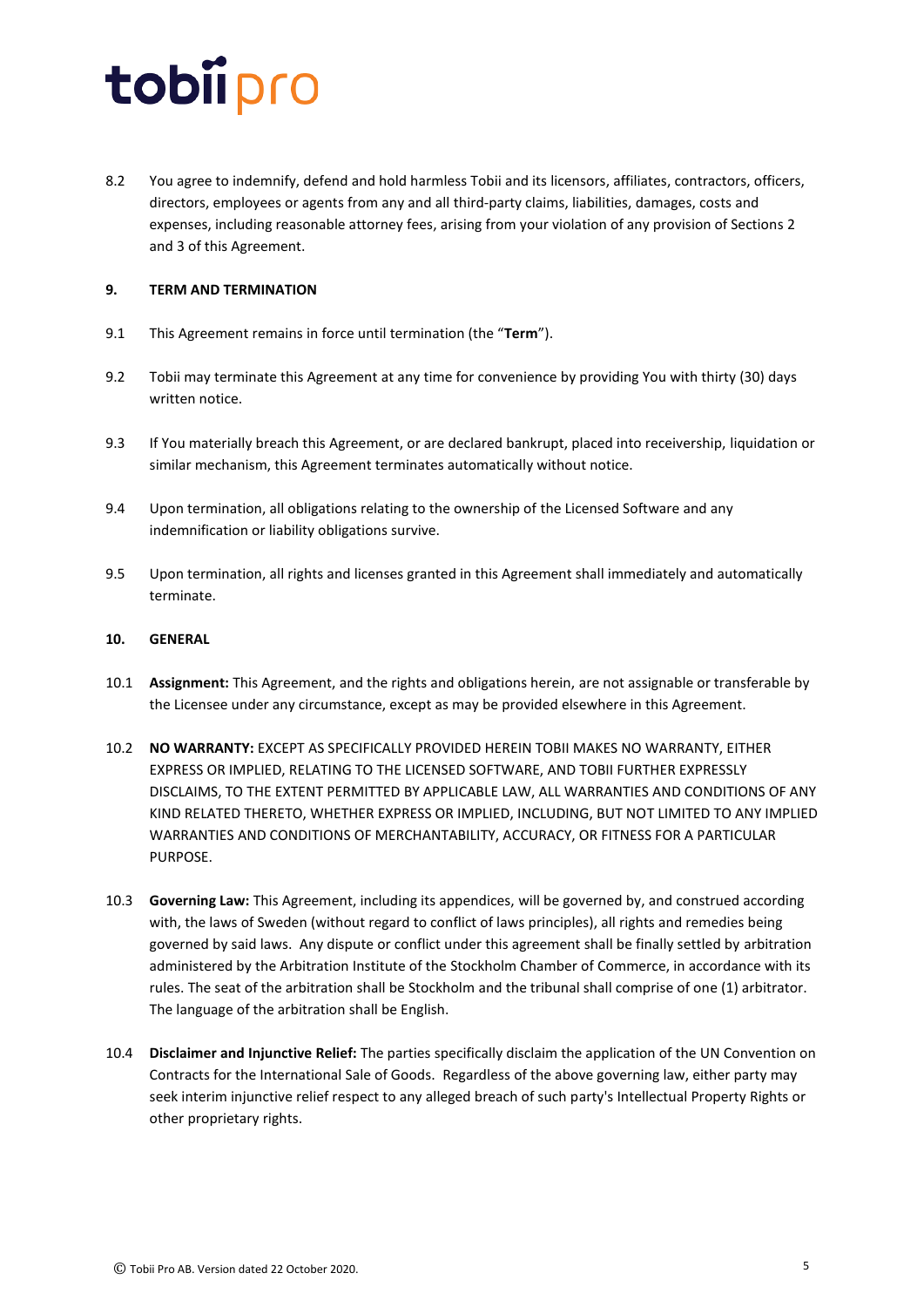8.2 You agree to indemnify, defend and hold harmless Tobii and its licensors, affiliates, contractors, officers, directors, employees or agents from any and all third-party claims, liabilities, damages, costs and expenses, including reasonable attorney fees, arising from your violation of any provision of Sections 2 and 3 of this Agreement.

## 9. TERM AND TERMINATION

9.1 This Agreement remains in force until termination (the "**Term**").

9.2 Tobii may terminate this Agreement at any time for convenience by providing You with thirty (30) days written notice.

9.3 If You materially breach this Agreement, or are declared bankrupt, placed into receivership, liquidation or similar mechanism, this Agreement terminates automatically without notice.

9.4 Upon termination, all obligations relating to the ownership of the Licensed Software and any indemnification or liability obligations survive.

9.5 Upon termination, all rights and licenses granted in this Agreement shall immediately and automatically terminate.

## 10. GENERAL

10.1 **Assignment:** This Agreement, and the rights and obligations herein, are not assignable or transferable by the Licensee under any circumstance, except as may be provided elsewhere in this Agreement.

10.2 **NO WARRANTY:** EXCEPT AS SPECIFICALLY PROVIDED HEREIN TOBII MAKES NO WARRANTY, EITHER EXPRESS OR IMPLIED, RELATING TO THE LICENSED SOFTWARE, AND TOBII FURTHER EXPRESSLY DISCLAIMS, TO THE EXTENT PERMITTED BY APPLICABLE LAW, ALL WARRANTIES AND CONDITIONS OF ANY KIND RELATED THERETO, WHETHER EXPRESS OR IMPLIED, INCLUDING, BUT NOT LIMITED TO ANY IMPLIED WARRANTIES AND CONDITIONS OF MERCHANTABILITY, ACCURACY, OR FITNESS FOR A PARTICULAR PURPOSE.

10.3 **Governing Law:** This Agreement, including its appendices, will be governed by, and construed according with, the laws of Sweden (without regard to conflict of laws principles), all rights and remedies being governed by said laws. Any dispute or conflict under this agreement shall be finally settled by arbitration administered by the Arbitration Institute of the Stockholm Chamber of Commerce, in accordance with its rules. The seat of the arbitration shall be Stockholm and the tribunal shall comprise of one (1) arbitrator. The language of the arbitration shall be English.

10.4 **Disclaimer and Injunctive Relief:** The parties specifically disclaim the application of the UN Convention on Contracts for the International Sale of Goods. Regardless of the above governing law, either party may seek interim injunctive relief respect to any alleged breach of such party's Intellectual Property Rights or other proprietary rights.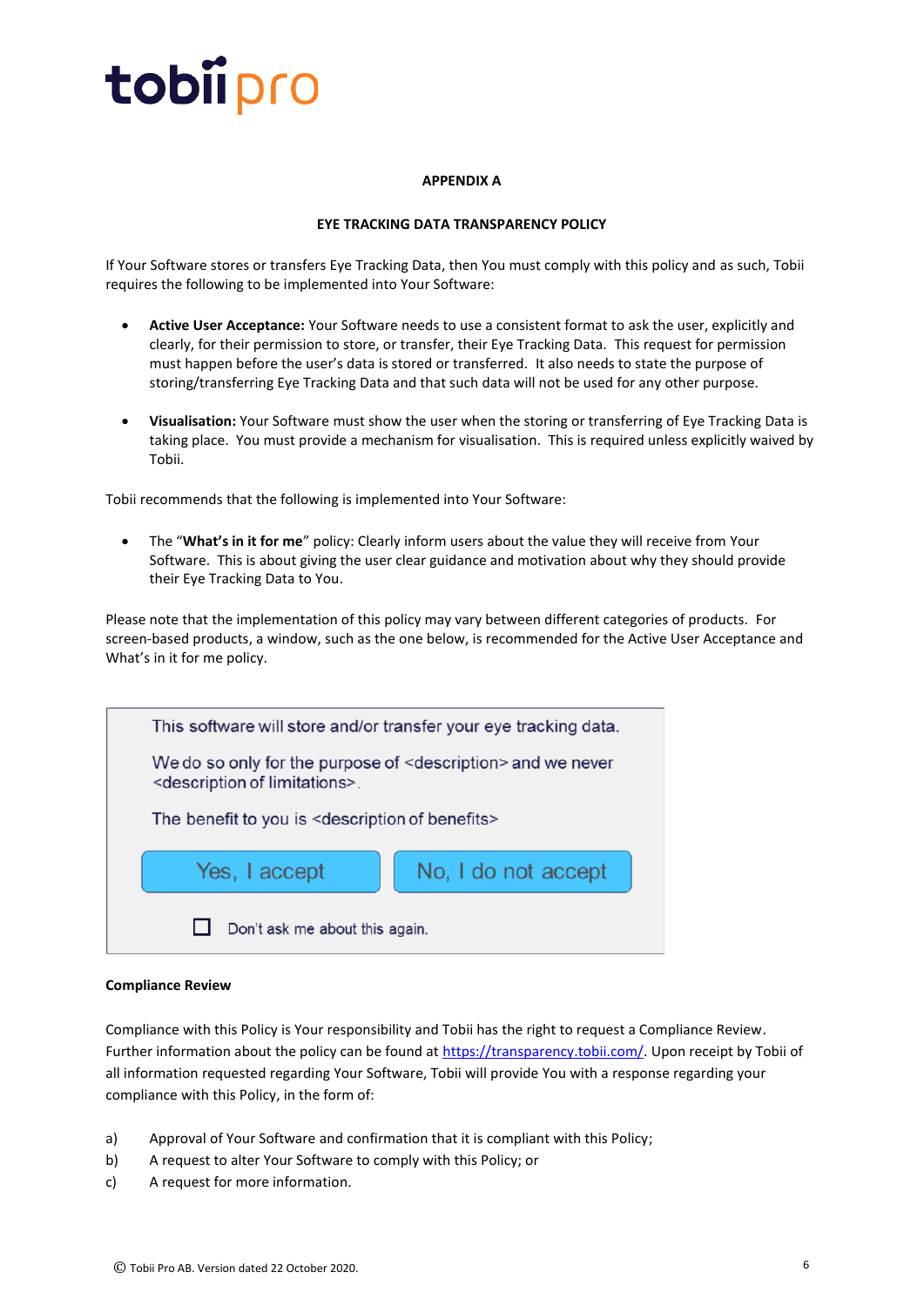**APPENDIX A**

**EYE TRACKING DATA TRANSPARENCY POLICY**

If Your Software stores or transfers Eye Tracking Data, then You must comply with this policy and as such, Tobii requires the following to be implemented into Your Software:

- **Active User Acceptance:** Your Software needs to use a consistent format to ask the user, explicitly and clearly, for their permission to store, or transfer, their Eye Tracking Data. This request for permission must happen before the user's data is stored or transferred. It also needs to state the purpose of storing/transferring Eye Tracking Data and that such data will not be used for any other purpose.

- **Visualisation:** Your Software must show the user when the storing or transferring of Eye Tracking Data is taking place. You must provide a mechanism for visualisation. This is required unless explicitly waived by Tobii.

Tobii recommends that the following is implemented into Your Software:

- The "**What's in it for me**" policy: Clearly inform users about the value they will receive from Your Software. This is about giving the user clear guidance and motivation about why they should provide their Eye Tracking Data to You.

Please note that the implementation of this policy may vary between different categories of products. For screen-based products, a window, such as the one below, is recommended for the Active User Acceptance and What's in it for me policy.

> This software will store and/or transfer your eye tracking data.
>
> We do so only for the purpose of <description> and we never <description of limitations>.
>
> The benefit to you is <description of benefits>
>
> [Yes, I accept] [No, I do not accept]
>
> ☐ Don't ask me about this again.

**Compliance Review**

Compliance with this Policy is Your responsibility and Tobii has the right to request a Compliance Review. Further information about the policy can be found at https://transparency.tobii.com/. Upon receipt by Tobii of all information requested regarding Your Software, Tobii will provide You with a response regarding your compliance with this Policy, in the form of:

a) Approval of Your Software and confirmation that it is compliant with this Policy;

b) A request to alter Your Software to comply with this Policy; or

c) A request for more information.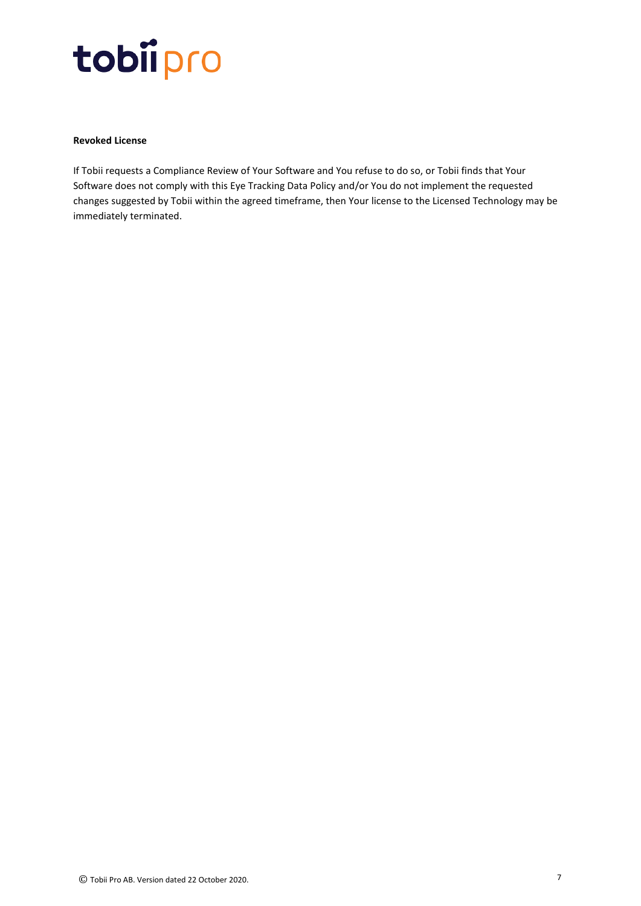**Revoked License**

If Tobii requests a Compliance Review of Your Software and You refuse to do so, or Tobii finds that Your Software does not comply with this Eye Tracking Data Policy and/or You do not implement the requested changes suggested by Tobii within the agreed timeframe, then Your license to the Licensed Technology may be immediately terminated.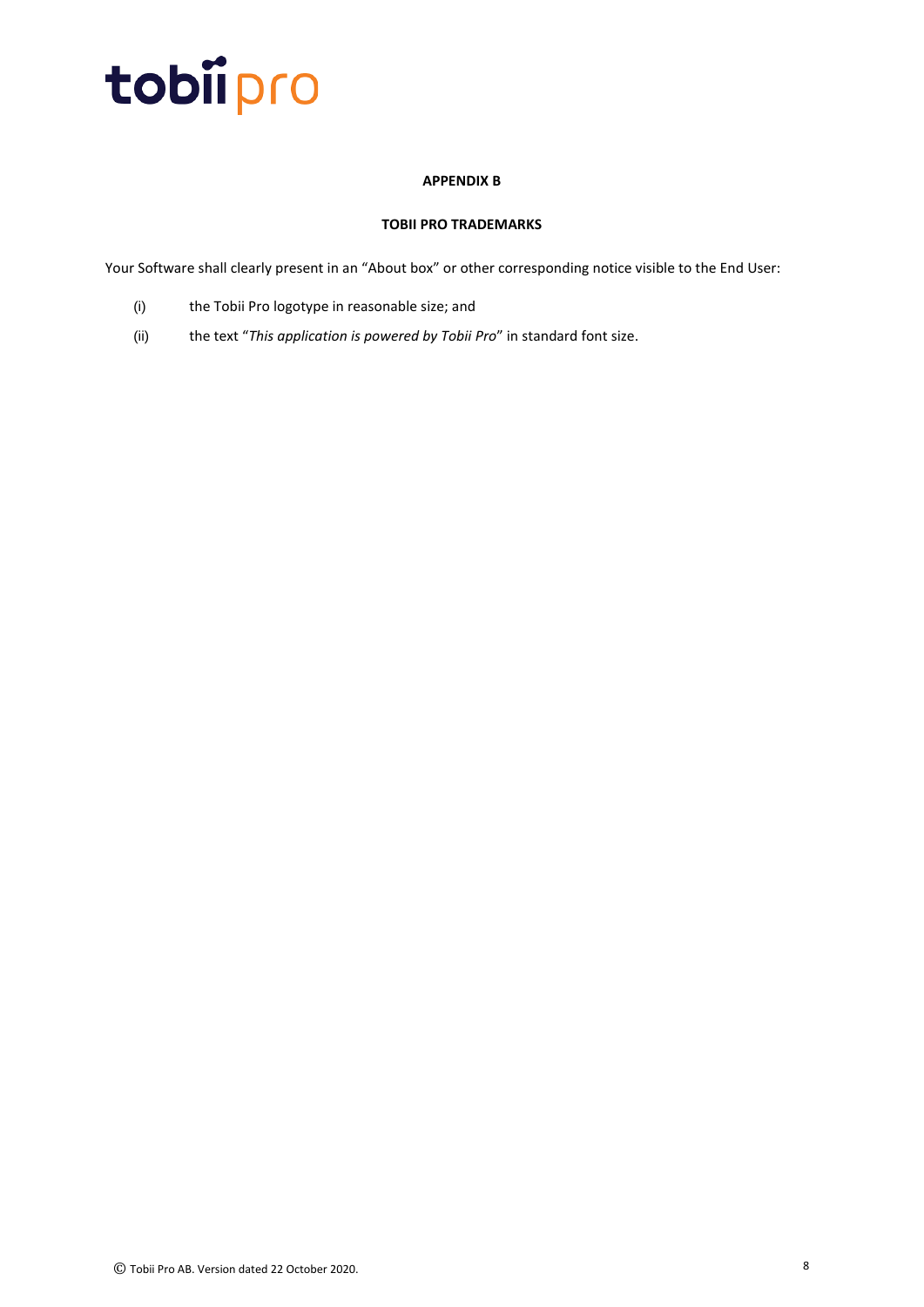## APPENDIX B

## TOBII PRO TRADEMARKS

Your Software shall clearly present in an "About box" or other corresponding notice visible to the End User:

(i) the Tobii Pro logotype in reasonable size; and

(ii) the text "*This application is powered by Tobii Pro*" in standard font size.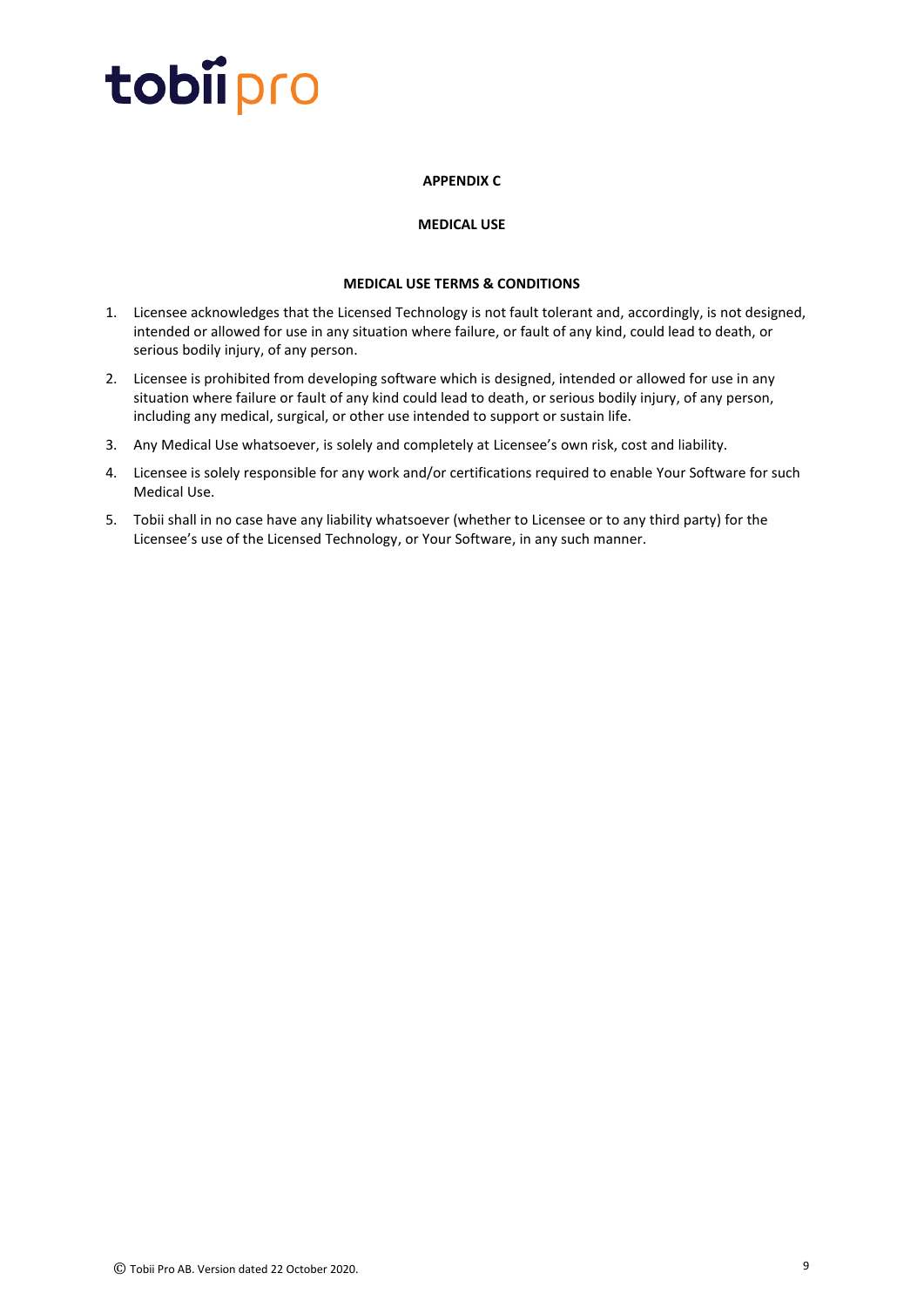## APPENDIX C

## MEDICAL USE

### MEDICAL USE TERMS & CONDITIONS

1. Licensee acknowledges that the Licensed Technology is not fault tolerant and, accordingly, is not designed, intended or allowed for use in any situation where failure, or fault of any kind, could lead to death, or serious bodily injury, of any person.
2. Licensee is prohibited from developing software which is designed, intended or allowed for use in any situation where failure or fault of any kind could lead to death, or serious bodily injury, of any person, including any medical, surgical, or other use intended to support or sustain life.
3. Any Medical Use whatsoever, is solely and completely at Licensee's own risk, cost and liability.
4. Licensee is solely responsible for any work and/or certifications required to enable Your Software for such Medical Use.
5. Tobii shall in no case have any liability whatsoever (whether to Licensee or to any third party) for the Licensee's use of the Licensed Technology, or Your Software, in any such manner.